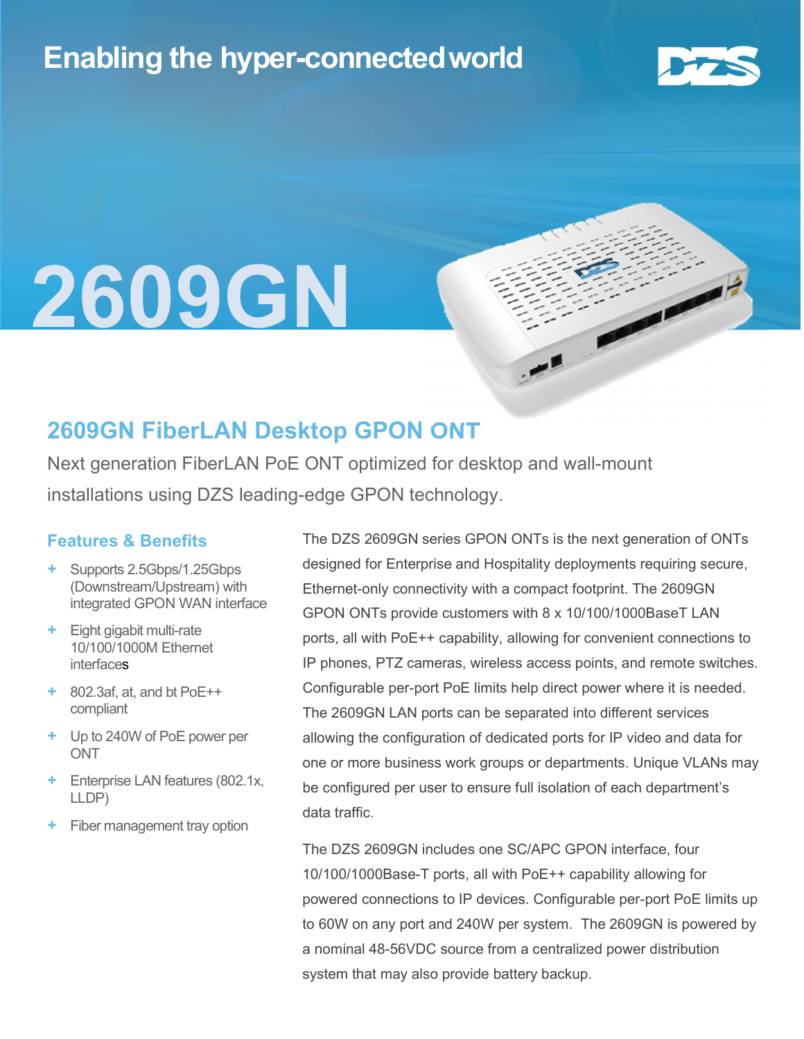Enabling the hyper-connected world

DZS

# 2609GN

## 2609GN FiberLAN Desktop GPON ONT

Next generation FiberLAN PoE ONT optimized for desktop and wall-mount installations using DZS leading-edge GPON technology.

### Features & Benefits

- Supports 2.5Gbps/1.25Gbps (Downstream/Upstream) with integrated GPON WAN interface
- Eight gigabit multi-rate 10/100/1000M Ethernet interfaces
- 802.3af, at, and bt PoE++ compliant
- Up to 240W of PoE power per ONT
- Enterprise LAN features (802.1x, LLDP)
- Fiber management tray option

The DZS 2609GN series GPON ONTs is the next generation of ONTs designed for Enterprise and Hospitality deployments requiring secure, Ethernet-only connectivity with a compact footprint. The 2609GN GPON ONTs provide customers with 8 x 10/100/1000BaseT LAN ports, all with PoE++ capability, allowing for convenient connections to IP phones, PTZ cameras, wireless access points, and remote switches. Configurable per-port PoE limits help direct power where it is needed. The 2609GN LAN ports can be separated into different services allowing the configuration of dedicated ports for IP video and data for one or more business work groups or departments. Unique VLANs may be configured per user to ensure full isolation of each department's data traffic.

The DZS 2609GN includes one SC/APC GPON interface, four 10/100/1000Base-T ports, all with PoE++ capability allowing for powered connections to IP devices. Configurable per-port PoE limits up to 60W on any port and 240W per system. The 2609GN is powered by a nominal 48-56VDC source from a centralized power distribution system that may also provide battery backup.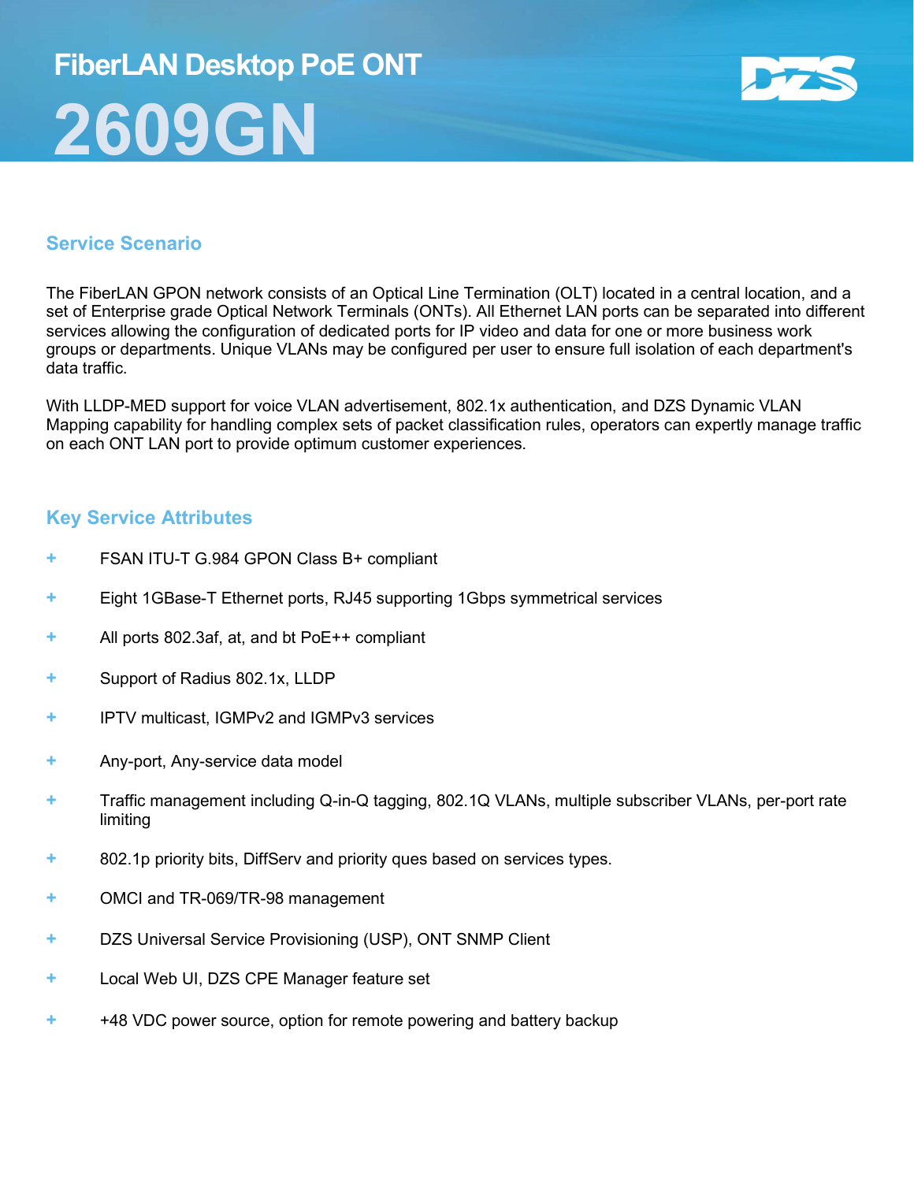# FiberLAN Desktop PoE ONT

# 2609GN

DZS

## Service Scenario

The FiberLAN GPON network consists of an Optical Line Termination (OLT) located in a central location, and a set of Enterprise grade Optical Network Terminals (ONTs). All Ethernet LAN ports can be separated into different services allowing the configuration of dedicated ports for IP video and data for one or more business work groups or departments. Unique VLANs may be configured per user to ensure full isolation of each department's data traffic.

With LLDP-MED support for voice VLAN advertisement, 802.1x authentication, and DZS Dynamic VLAN Mapping capability for handling complex sets of packet classification rules, operators can expertly manage traffic on each ONT LAN port to provide optimum customer experiences.

## Key Service Attributes

- FSAN ITU-T G.984 GPON Class B+ compliant
- Eight 1GBase-T Ethernet ports, RJ45 supporting 1Gbps symmetrical services
- All ports 802.3af, at, and bt PoE++ compliant
- Support of Radius 802.1x, LLDP
- IPTV multicast, IGMPv2 and IGMPv3 services
- Any-port, Any-service data model
- Traffic management including Q-in-Q tagging, 802.1Q VLANs, multiple subscriber VLANs, per-port rate limiting
- 802.1p priority bits, DiffServ and priority ques based on services types.
- OMCI and TR-069/TR-98 management
- DZS Universal Service Provisioning (USP), ONT SNMP Client
- Local Web UI, DZS CPE Manager feature set
- +48 VDC power source, option for remote powering and battery backup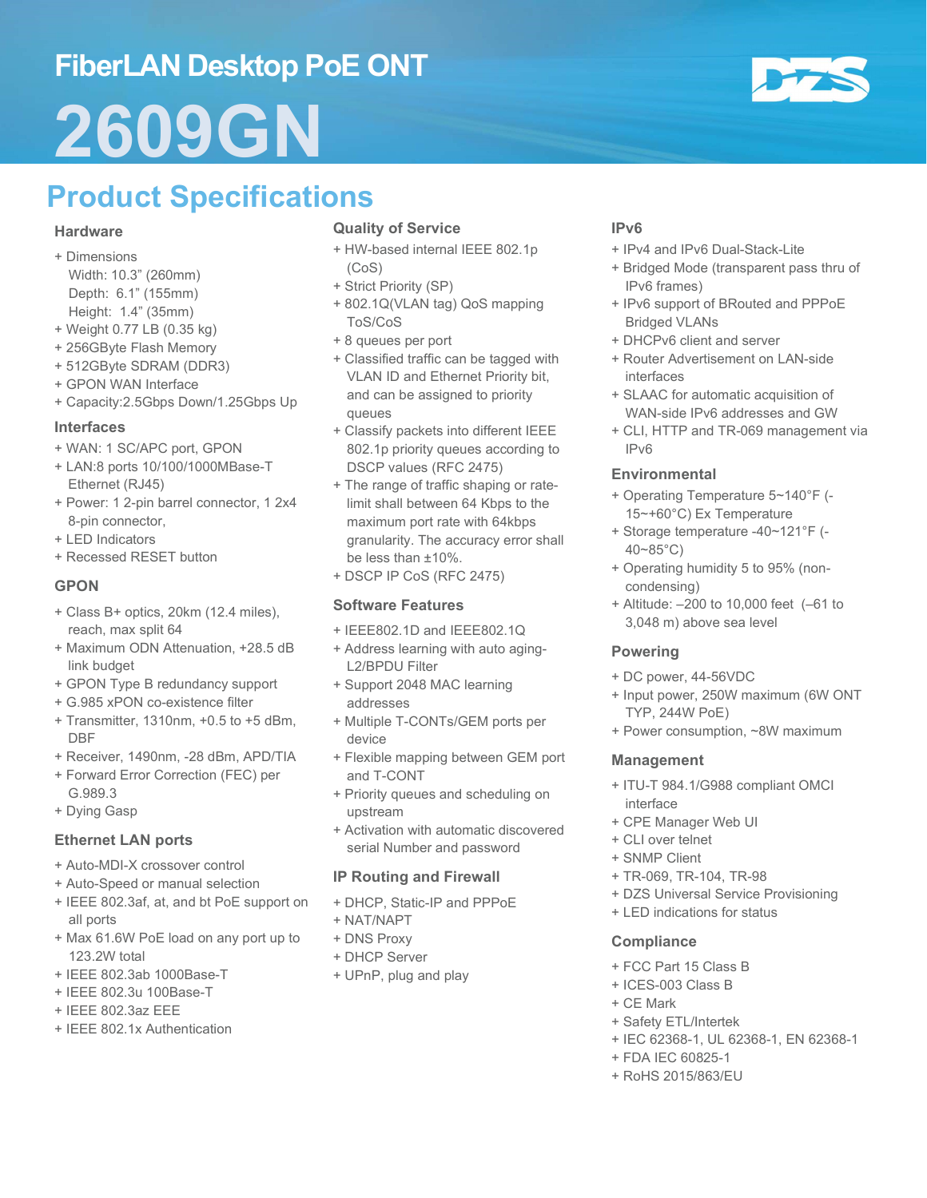# FiberLAN Desktop PoE ONT

# 2609GN

## Product Specifications

### Hardware

+ Dimensions
  Width: 10.3" (260mm)
  Depth: 6.1" (155mm)
  Height: 1.4" (35mm)
+ Weight 0.77 LB (0.35 kg)
+ 256GByte Flash Memory
+ 512GByte SDRAM (DDR3)
+ GPON WAN Interface
+ Capacity:2.5Gbps Down/1.25Gbps Up

### Interfaces

+ WAN: 1 SC/APC port, GPON
+ LAN:8 ports 10/100/1000MBase-T Ethernet (RJ45)
+ Power: 1 2-pin barrel connector, 1 2x4 8-pin connector,
+ LED Indicators
+ Recessed RESET button

### GPON

+ Class B+ optics, 20km (12.4 miles), reach, max split 64
+ Maximum ODN Attenuation, +28.5 dB link budget
+ GPON Type B redundancy support
+ G.985 xPON co-existence filter
+ Transmitter, 1310nm, +0.5 to +5 dBm, DBF
+ Receiver, 1490nm, -28 dBm, APD/TIA
+ Forward Error Correction (FEC) per G.989.3
+ Dying Gasp

### Ethernet LAN ports

+ Auto-MDI-X crossover control
+ Auto-Speed or manual selection
+ IEEE 802.3af, at, and bt PoE support on all ports
+ Max 61.6W PoE load on any port up to 123.2W total
+ IEEE 802.3ab 1000Base-T
+ IEEE 802.3u 100Base-T
+ IEEE 802.3az EEE
+ IEEE 802.1x Authentication

### Quality of Service

+ HW-based internal IEEE 802.1p (CoS)
+ Strict Priority (SP)
+ 802.1Q(VLAN tag) QoS mapping ToS/CoS
+ 8 queues per port
+ Classified traffic can be tagged with VLAN ID and Ethernet Priority bit, and can be assigned to priority queues
+ Classify packets into different IEEE 802.1p priority queues according to DSCP values (RFC 2475)
+ The range of traffic shaping or rate-limit shall between 64 Kbps to the maximum port rate with 64kbps granularity. The accuracy error shall be less than ±10%.
+ DSCP IP CoS (RFC 2475)

### Software Features

+ IEEE802.1D and IEEE802.1Q
+ Address learning with auto aging-L2/BPDU Filter
+ Support 2048 MAC learning addresses
+ Multiple T-CONTs/GEM ports per device
+ Flexible mapping between GEM port and T-CONT
+ Priority queues and scheduling on upstream
+ Activation with automatic discovered serial Number and password

### IP Routing and Firewall

+ DHCP, Static-IP and PPPoE
+ NAT/NAPT
+ DNS Proxy
+ DHCP Server
+ UPnP, plug and play

### IPv6

+ IPv4 and IPv6 Dual-Stack-Lite
+ Bridged Mode (transparent pass thru of IPv6 frames)
+ IPv6 support of BRouted and PPPoE Bridged VLANs
+ DHCPv6 client and server
+ Router Advertisement on LAN-side interfaces
+ SLAAC for automatic acquisition of WAN-side IPv6 addresses and GW
+ CLI, HTTP and TR-069 management via IPv6

### Environmental

+ Operating Temperature 5~140°F (-15~+60°C) Ex Temperature
+ Storage temperature -40~121°F (-40~85°C)
+ Operating humidity 5 to 95% (non-condensing)
+ Altitude: –200 to 10,000 feet (–61 to 3,048 m) above sea level

### Powering

+ DC power, 44-56VDC
+ Input power, 250W maximum (6W ONT TYP, 244W PoE)
+ Power consumption, ~8W maximum

### Management

+ ITU-T 984.1/G988 compliant OMCI interface
+ CPE Manager Web UI
+ CLI over telnet
+ SNMP Client
+ TR-069, TR-104, TR-98
+ DZS Universal Service Provisioning
+ LED indications for status

### Compliance

+ FCC Part 15 Class B
+ ICES-003 Class B
+ CE Mark
+ Safety ETL/Intertek
+ IEC 62368-1, UL 62368-1, EN 62368-1
+ FDA IEC 60825-1
+ RoHS 2015/863/EU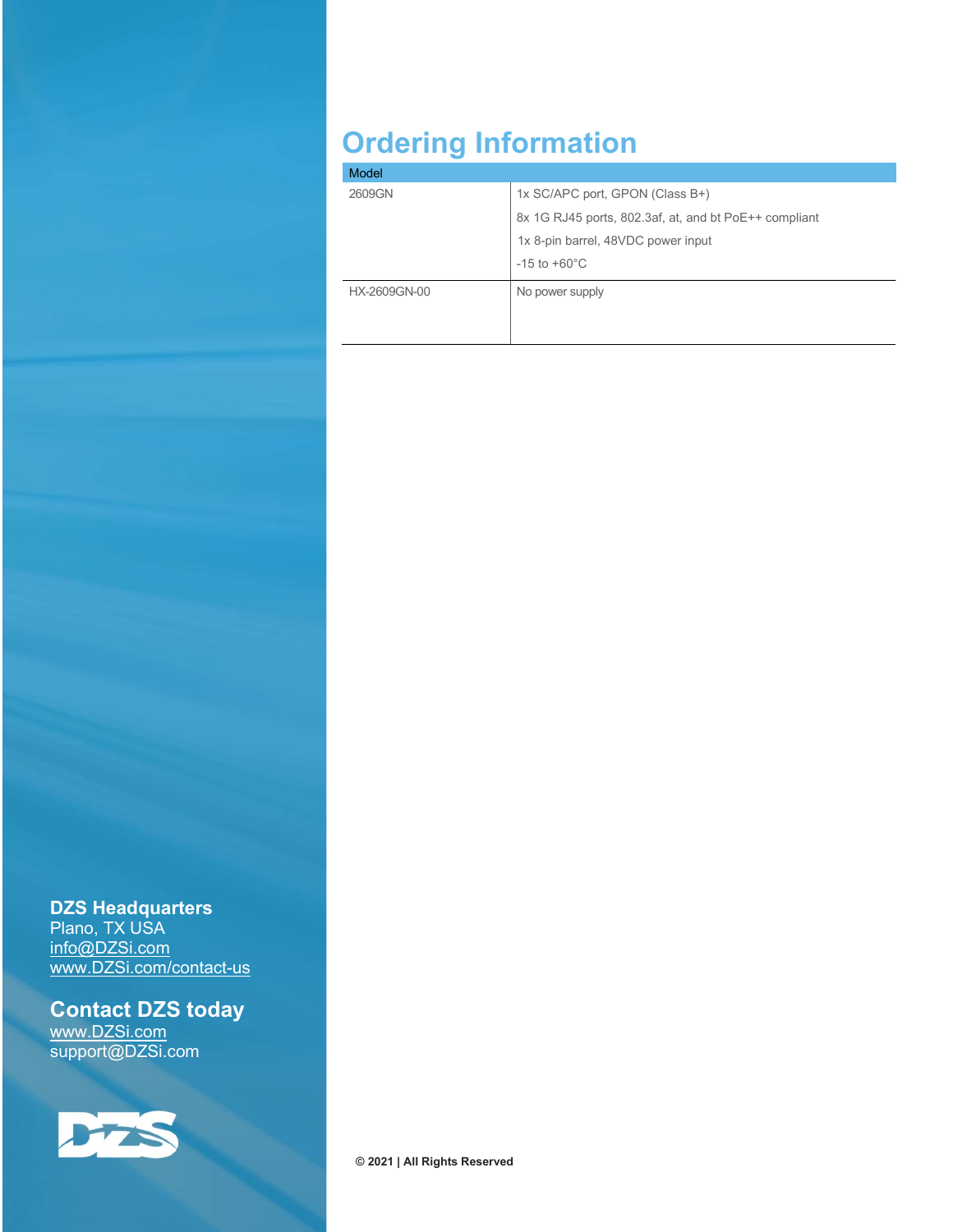## Ordering Information

| Model | |
|---|---|
| 2609GN | 1x SC/APC port, GPON (Class B+)<br>8x 1G RJ45 ports, 802.3af, at, and bt PoE++ compliant<br>1x 8-pin barrel, 48VDC power input<br>-15 to +60°C |
| HX-2609GN-00 | No power supply |

**DZS Headquarters**
Plano, TX USA
info@DZSi.com
www.DZSi.com/contact-us

**Contact DZS today**
www.DZSi.com
support@DZSi.com

DZS

**© 2021 | All Rights Reserved**